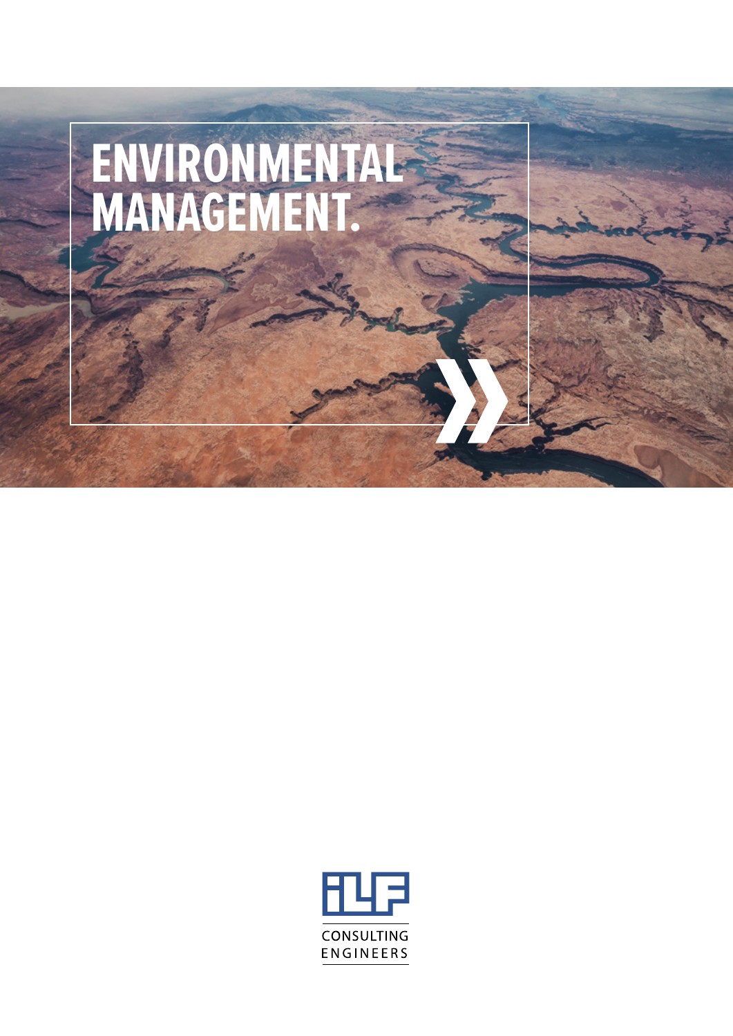# ENVIRONMENTAL MANAGEMENT.

ILF CONSULTING ENGINEERS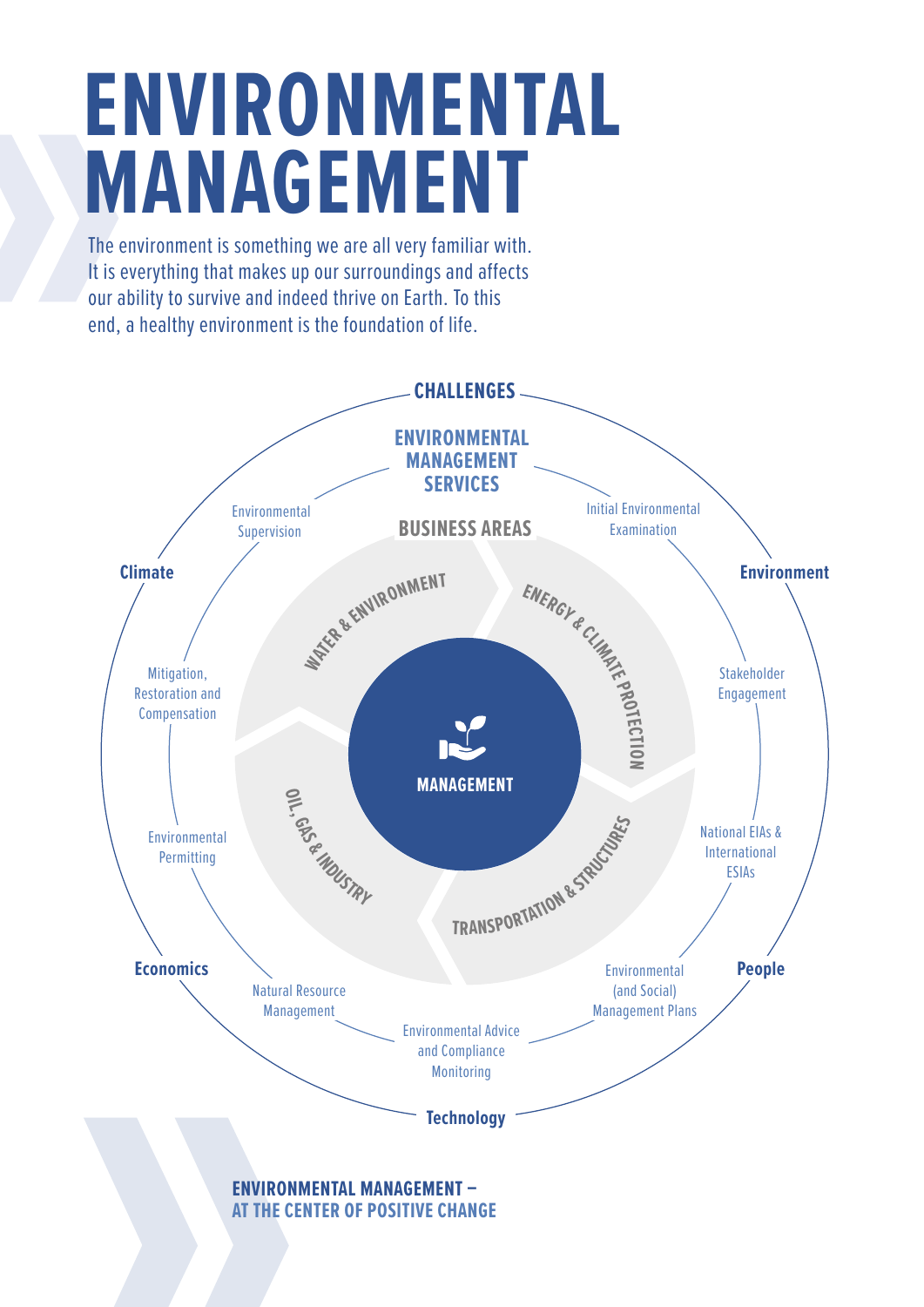# ENVIRONMENTAL MANAGEMENT

The environment is something we are all very familiar with. It is everything that makes up our surroundings and affects our ability to survive and indeed thrive on Earth. To this end, a healthy environment is the foundation of life.

**CHALLENGES**

- Climate
- Environment
- People
- Technology
- Economics

**ENVIRONMENTAL MANAGEMENT SERVICES**

- Initial Environmental Examination
- Stakeholder Engagement
- National EIAs & International ESIAs
- Environmental (and Social) Management Plans
- Environmental Advice and Compliance Monitoring
- Natural Resource Management
- Environmental Permitting
- Mitigation, Restoration and Compensation
- Environmental Supervision

**BUSINESS AREAS**

- Water & Environment
- Energy & Climate Protection
- Transportation & Structures
- Oil, Gas & Industry

**MANAGEMENT**

**ENVIRONMENTAL MANAGEMENT –**
**AT THE CENTER OF POSITIVE CHANGE**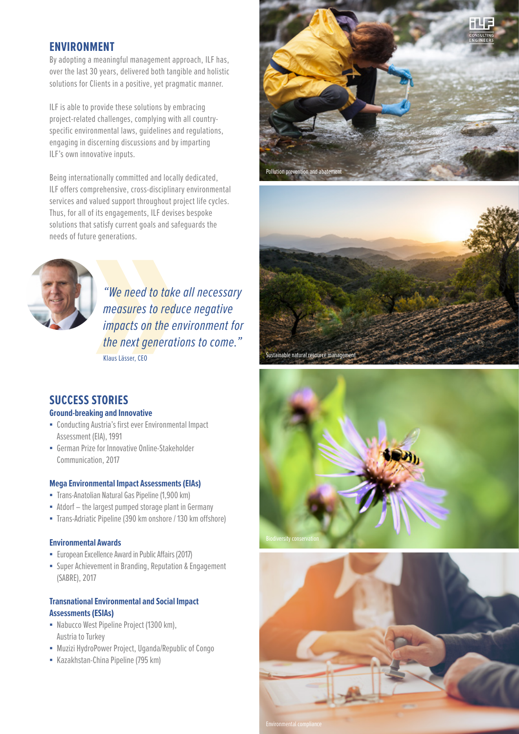## ENVIRONMENT

By adopting a meaningful management approach, ILF has, over the last 30 years, delivered both tangible and holistic solutions for Clients in a positive, yet pragmatic manner.

ILF is able to provide these solutions by embracing project-related challenges, complying with all country-specific environmental laws, guidelines and regulations, engaging in discerning discussions and by imparting ILF's own innovative inputs.

Being internationally committed and locally dedicated, ILF offers comprehensive, cross-disciplinary environmental services and valued support throughout project life cycles. Thus, for all of its engagements, ILF devises bespoke solutions that satisfy current goals and safeguards the needs of future generations.

*"We need to take all necessary measures to reduce negative impacts on the environment for the next generations to come."*

Klaus Lässer, CEO

## SUCCESS STORIES

### Ground-breaking and Innovative

- Conducting Austria's first ever Environmental Impact Assessment (EIA), 1991
- German Prize for Innovative Online-Stakeholder Communication, 2017

### Mega Environmental Impact Assessments (EIAs)

- Trans-Anatolian Natural Gas Pipeline (1,900 km)
- Atdorf – the largest pumped storage plant in Germany
- Trans-Adriatic Pipeline (390 km onshore / 130 km offshore)

### Environmental Awards

- European Excellence Award in Public Affairs (2017)
- Super Achievement in Branding, Reputation & Engagement (SABRE), 2017

### Transnational Environmental and Social Impact Assessments (ESIAs)

- Nabucco West Pipeline Project (1300 km), Austria to Turkey
- Muzizi HydroPower Project, Uganda/Republic of Congo
- Kazakhstan-China Pipeline (795 km)

Pollution prevention and abatement

Sustainable natural resource management

Biodiversity conservation

Environmental compliance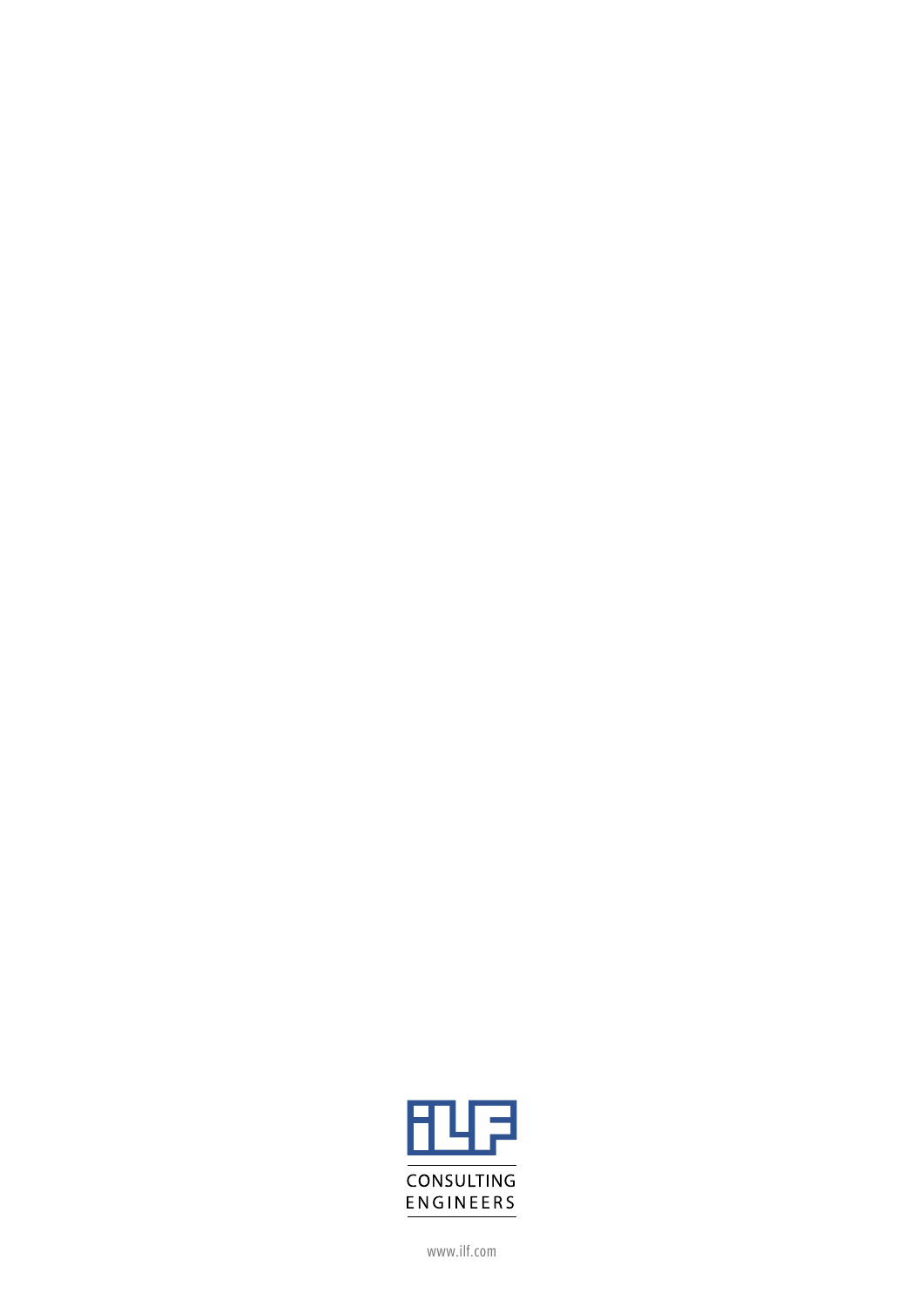CONSULTING
ENGINEERS

www.ilf.com